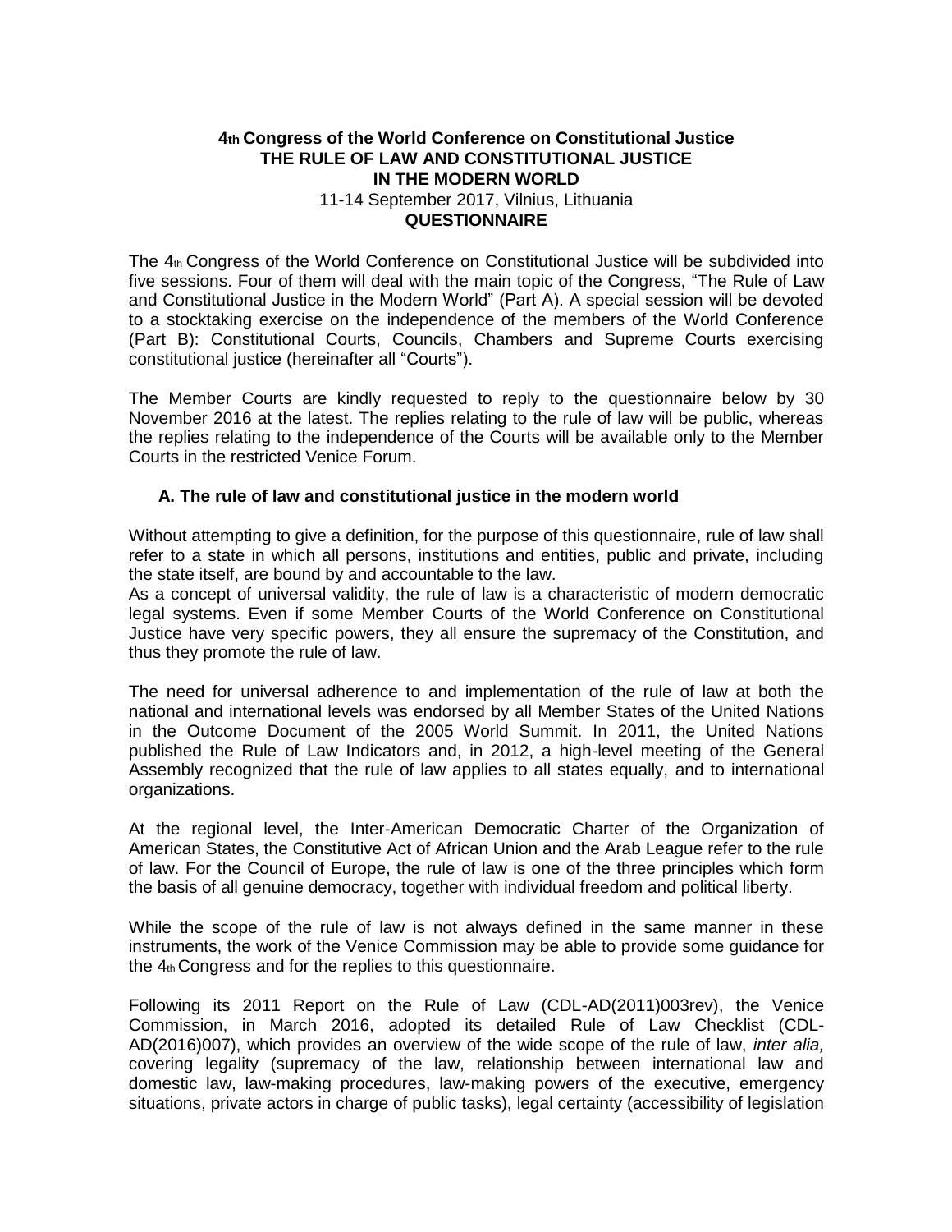**4th Congress of the World Conference on Constitutional Justice**
**THE RULE OF LAW AND CONSTITUTIONAL JUSTICE IN THE MODERN WORLD**
11-14 September 2017, Vilnius, Lithuania
**QUESTIONNAIRE**

The 4th Congress of the World Conference on Constitutional Justice will be subdivided into five sessions. Four of them will deal with the main topic of the Congress, "The Rule of Law and Constitutional Justice in the Modern World" (Part A). A special session will be devoted to a stocktaking exercise on the independence of the members of the World Conference (Part B): Constitutional Courts, Councils, Chambers and Supreme Courts exercising constitutional justice (hereinafter all "Courts").

The Member Courts are kindly requested to reply to the questionnaire below by 30 November 2016 at the latest. The replies relating to the rule of law will be public, whereas the replies relating to the independence of the Courts will be available only to the Member Courts in the restricted Venice Forum.

### A. The rule of law and constitutional justice in the modern world

Without attempting to give a definition, for the purpose of this questionnaire, rule of law shall refer to a state in which all persons, institutions and entities, public and private, including the state itself, are bound by and accountable to the law.
As a concept of universal validity, the rule of law is a characteristic of modern democratic legal systems. Even if some Member Courts of the World Conference on Constitutional Justice have very specific powers, they all ensure the supremacy of the Constitution, and thus they promote the rule of law.

The need for universal adherence to and implementation of the rule of law at both the national and international levels was endorsed by all Member States of the United Nations in the Outcome Document of the 2005 World Summit. In 2011, the United Nations published the Rule of Law Indicators and, in 2012, a high-level meeting of the General Assembly recognized that the rule of law applies to all states equally, and to international organizations.

At the regional level, the Inter-American Democratic Charter of the Organization of American States, the Constitutive Act of African Union and the Arab League refer to the rule of law. For the Council of Europe, the rule of law is one of the three principles which form the basis of all genuine democracy, together with individual freedom and political liberty.

While the scope of the rule of law is not always defined in the same manner in these instruments, the work of the Venice Commission may be able to provide some guidance for the 4th Congress and for the replies to this questionnaire.

Following its 2011 Report on the Rule of Law (CDL-AD(2011)003rev), the Venice Commission, in March 2016, adopted its detailed Rule of Law Checklist (CDL-AD(2016)007), which provides an overview of the wide scope of the rule of law, *inter alia,* covering legality (supremacy of the law, relationship between international law and domestic law, law-making procedures, law-making powers of the executive, emergency situations, private actors in charge of public tasks), legal certainty (accessibility of legislation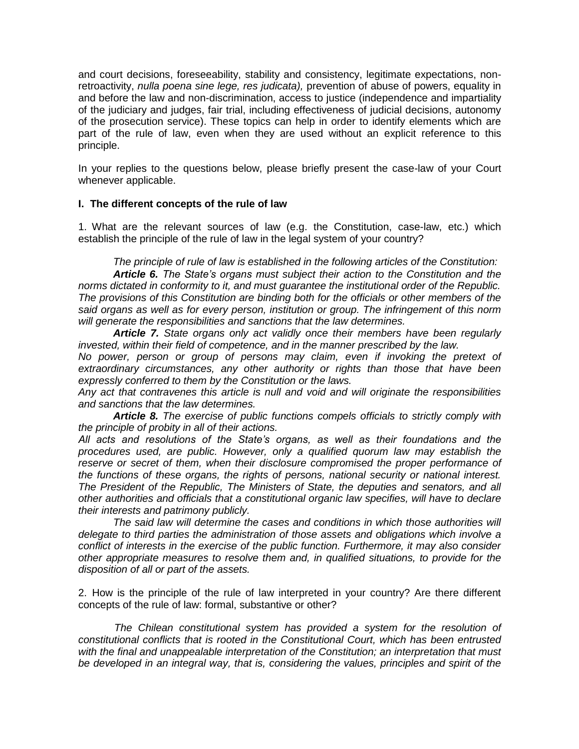and court decisions, foreseeability, stability and consistency, legitimate expectations, non-retroactivity, *nulla poena sine lege, res judicata),* prevention of abuse of powers, equality in and before the law and non-discrimination, access to justice (independence and impartiality of the judiciary and judges, fair trial, including effectiveness of judicial decisions, autonomy of the prosecution service). These topics can help in order to identify elements which are part of the rule of law, even when they are used without an explicit reference to this principle.

In your replies to the questions below, please briefly present the case-law of your Court whenever applicable.

**I. The different concepts of the rule of law**

1. What are the relevant sources of law (e.g. the Constitution, case-law, etc.) which establish the principle of the rule of law in the legal system of your country?

*The principle of rule of law is established in the following articles of the Constitution:*

***Article 6.*** *The State's organs must subject their action to the Constitution and the norms dictated in conformity to it, and must guarantee the institutional order of the Republic. The provisions of this Constitution are binding both for the officials or other members of the said organs as well as for every person, institution or group. The infringement of this norm will generate the responsibilities and sanctions that the law determines.*

***Article 7.*** *State organs only act validly once their members have been regularly invested, within their field of competence, and in the manner prescribed by the law.*
*No power, person or group of persons may claim, even if invoking the pretext of extraordinary circumstances, any other authority or rights than those that have been expressly conferred to them by the Constitution or the laws.*
*Any act that contravenes this article is null and void and will originate the responsibilities and sanctions that the law determines.*

***Article 8.*** *The exercise of public functions compels officials to strictly comply with the principle of probity in all of their actions.*
*All acts and resolutions of the State's organs, as well as their foundations and the procedures used, are public. However, only a qualified quorum law may establish the reserve or secret of them, when their disclosure compromised the proper performance of the functions of these organs, the rights of persons, national security or national interest. The President of the Republic, The Ministers of State, the deputies and senators, and all other authorities and officials that a constitutional organic law specifies, will have to declare their interests and patrimony publicly.*

*The said law will determine the cases and conditions in which those authorities will delegate to third parties the administration of those assets and obligations which involve a conflict of interests in the exercise of the public function. Furthermore, it may also consider other appropriate measures to resolve them and, in qualified situations, to provide for the disposition of all or part of the assets.*

2. How is the principle of the rule of law interpreted in your country? Are there different concepts of the rule of law: formal, substantive or other?

*The Chilean constitutional system has provided a system for the resolution of constitutional conflicts that is rooted in the Constitutional Court, which has been entrusted with the final and unappealable interpretation of the Constitution; an interpretation that must be developed in an integral way, that is, considering the values, principles and spirit of the*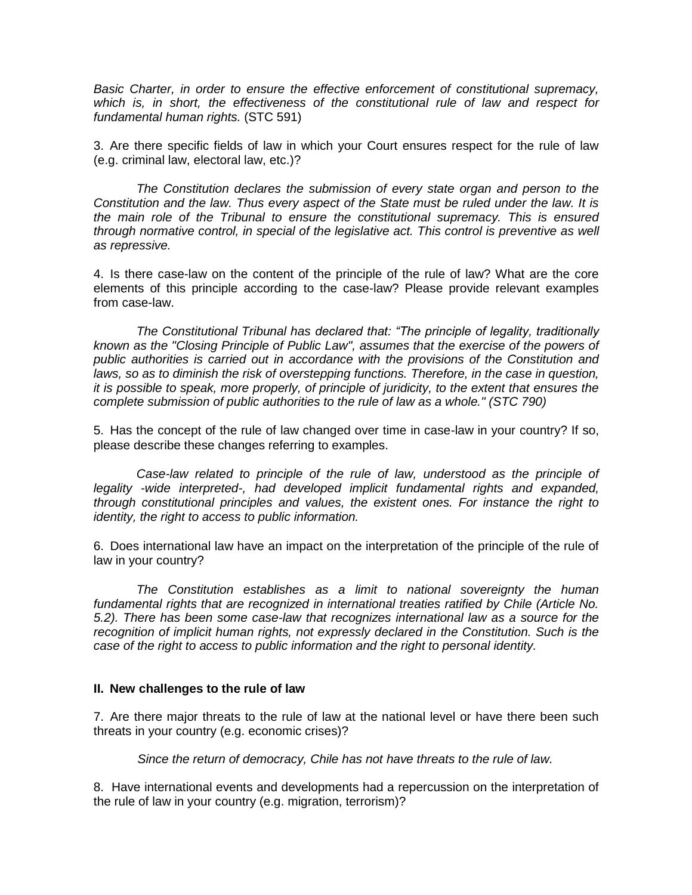*Basic Charter, in order to ensure the effective enforcement of constitutional supremacy, which is, in short, the effectiveness of the constitutional rule of law and respect for fundamental human rights.* (STC 591)

3. Are there specific fields of law in which your Court ensures respect for the rule of law (e.g. criminal law, electoral law, etc.)?

*The Constitution declares the submission of every state organ and person to the Constitution and the law. Thus every aspect of the State must be ruled under the law. It is the main role of the Tribunal to ensure the constitutional supremacy. This is ensured through normative control, in special of the legislative act. This control is preventive as well as repressive.*

4. Is there case-law on the content of the principle of the rule of law? What are the core elements of this principle according to the case-law? Please provide relevant examples from case-law.

*The Constitutional Tribunal has declared that: "The principle of legality, traditionally known as the "Closing Principle of Public Law", assumes that the exercise of the powers of public authorities is carried out in accordance with the provisions of the Constitution and laws, so as to diminish the risk of overstepping functions. Therefore, in the case in question, it is possible to speak, more properly, of principle of juridicity, to the extent that ensures the complete submission of public authorities to the rule of law as a whole." (STC 790)*

5. Has the concept of the rule of law changed over time in case-law in your country? If so, please describe these changes referring to examples.

*Case-law related to principle of the rule of law, understood as the principle of legality -wide interpreted-, had developed implicit fundamental rights and expanded, through constitutional principles and values, the existent ones. For instance the right to identity, the right to access to public information.*

6. Does international law have an impact on the interpretation of the principle of the rule of law in your country?

*The Constitution establishes as a limit to national sovereignty the human fundamental rights that are recognized in international treaties ratified by Chile (Article No. 5.2). There has been some case-law that recognizes international law as a source for the recognition of implicit human rights, not expressly declared in the Constitution. Such is the case of the right to access to public information and the right to personal identity.*

## II. New challenges to the rule of law

7. Are there major threats to the rule of law at the national level or have there been such threats in your country (e.g. economic crises)?

*Since the return of democracy, Chile has not have threats to the rule of law.*

8. Have international events and developments had a repercussion on the interpretation of the rule of law in your country (e.g. migration, terrorism)?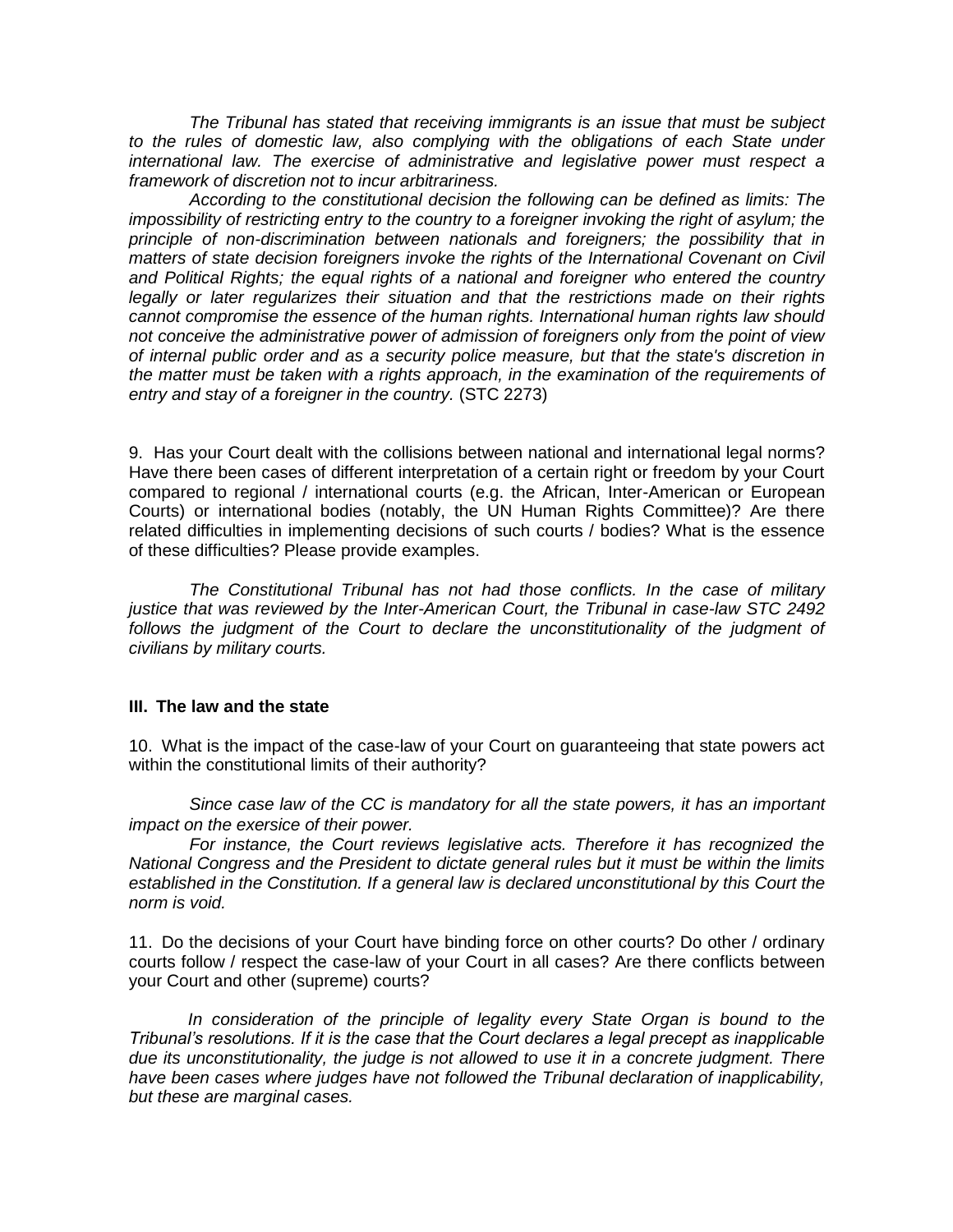*The Tribunal has stated that receiving immigrants is an issue that must be subject to the rules of domestic law, also complying with the obligations of each State under international law. The exercise of administrative and legislative power must respect a framework of discretion not to incur arbitrariness.*

*According to the constitutional decision the following can be defined as limits: The impossibility of restricting entry to the country to a foreigner invoking the right of asylum; the principle of non-discrimination between nationals and foreigners; the possibility that in matters of state decision foreigners invoke the rights of the International Covenant on Civil and Political Rights; the equal rights of a national and foreigner who entered the country legally or later regularizes their situation and that the restrictions made on their rights cannot compromise the essence of the human rights. International human rights law should not conceive the administrative power of admission of foreigners only from the point of view of internal public order and as a security police measure, but that the state's discretion in the matter must be taken with a rights approach, in the examination of the requirements of entry and stay of a foreigner in the country.* (STC 2273)

9. Has your Court dealt with the collisions between national and international legal norms? Have there been cases of different interpretation of a certain right or freedom by your Court compared to regional / international courts (e.g. the African, Inter-American or European Courts) or international bodies (notably, the UN Human Rights Committee)? Are there related difficulties in implementing decisions of such courts / bodies? What is the essence of these difficulties? Please provide examples.

*The Constitutional Tribunal has not had those conflicts. In the case of military justice that was reviewed by the Inter-American Court, the Tribunal in case-law STC 2492 follows the judgment of the Court to declare the unconstitutionality of the judgment of civilians by military courts.*

### III. The law and the state

10. What is the impact of the case-law of your Court on guaranteeing that state powers act within the constitutional limits of their authority?

*Since case law of the CC is mandatory for all the state powers, it has an important impact on the exersice of their power.*

*For instance, the Court reviews legislative acts. Therefore it has recognized the National Congress and the President to dictate general rules but it must be within the limits established in the Constitution. If a general law is declared unconstitutional by this Court the norm is void.*

11. Do the decisions of your Court have binding force on other courts? Do other / ordinary courts follow / respect the case-law of your Court in all cases? Are there conflicts between your Court and other (supreme) courts?

*In consideration of the principle of legality every State Organ is bound to the Tribunal's resolutions. If it is the case that the Court declares a legal precept as inapplicable due its unconstitutionality, the judge is not allowed to use it in a concrete judgment. There have been cases where judges have not followed the Tribunal declaration of inapplicability, but these are marginal cases.*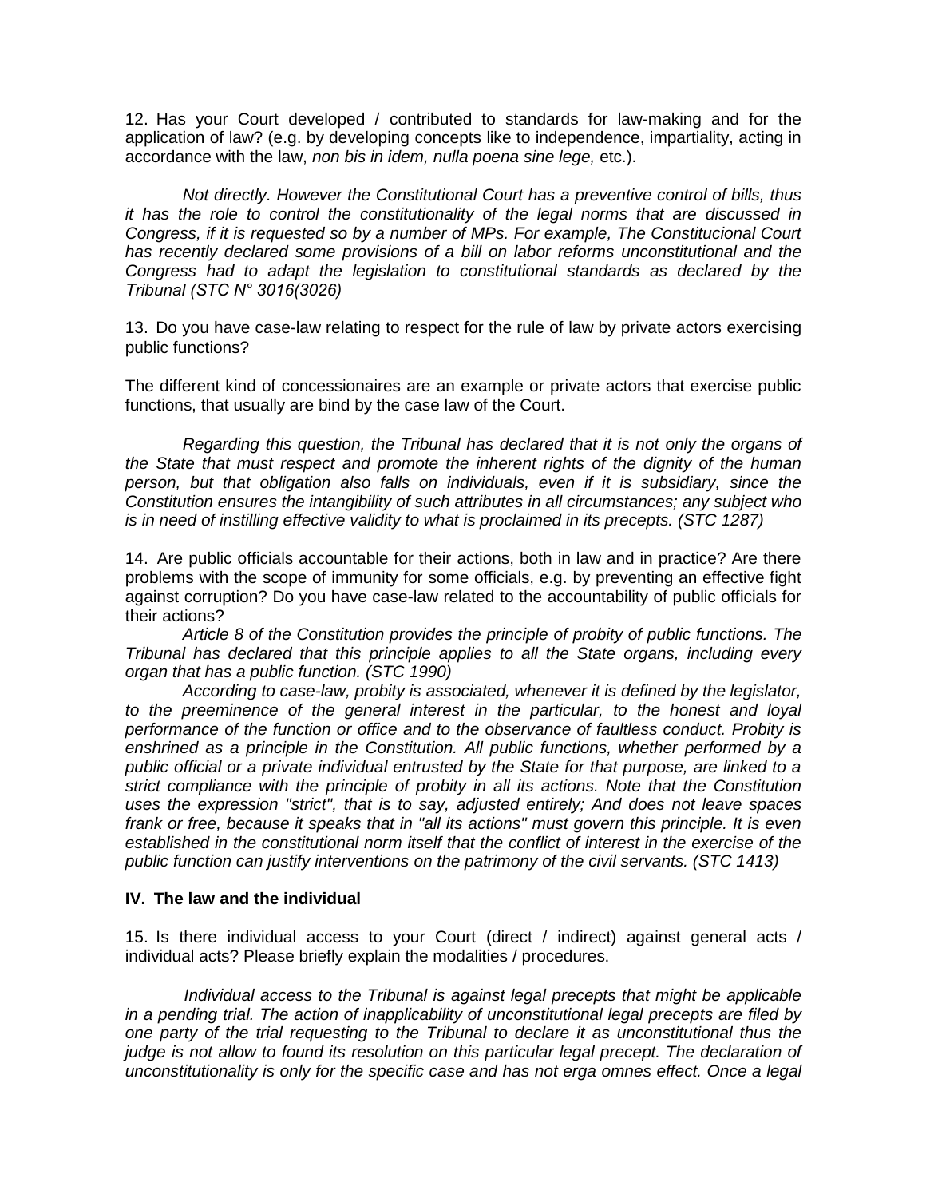12. Has your Court developed / contributed to standards for law-making and for the application of law? (e.g. by developing concepts like to independence, impartiality, acting in accordance with the law, *non bis in idem, nulla poena sine lege,* etc.).

*Not directly. However the Constitutional Court has a preventive control of bills, thus it has the role to control the constitutionality of the legal norms that are discussed in Congress, if it is requested so by a number of MPs. For example, The Constitucional Court has recently declared some provisions of a bill on labor reforms unconstitutional and the Congress had to adapt the legislation to constitutional standards as declared by the Tribunal (STC N° 3016(3026)*

13. Do you have case-law relating to respect for the rule of law by private actors exercising public functions?

The different kind of concessionaires are an example or private actors that exercise public functions, that usually are bind by the case law of the Court.

*Regarding this question, the Tribunal has declared that it is not only the organs of the State that must respect and promote the inherent rights of the dignity of the human person, but that obligation also falls on individuals, even if it is subsidiary, since the Constitution ensures the intangibility of such attributes in all circumstances; any subject who is in need of instilling effective validity to what is proclaimed in its precepts. (STC 1287)*

14. Are public officials accountable for their actions, both in law and in practice? Are there problems with the scope of immunity for some officials, e.g. by preventing an effective fight against corruption? Do you have case-law related to the accountability of public officials for their actions?

*Article 8 of the Constitution provides the principle of probity of public functions. The Tribunal has declared that this principle applies to all the State organs, including every organ that has a public function. (STC 1990)*

*According to case-law, probity is associated, whenever it is defined by the legislator, to the preeminence of the general interest in the particular, to the honest and loyal performance of the function or office and to the observance of faultless conduct. Probity is enshrined as a principle in the Constitution. All public functions, whether performed by a public official or a private individual entrusted by the State for that purpose, are linked to a strict compliance with the principle of probity in all its actions. Note that the Constitution uses the expression "strict", that is to say, adjusted entirely; And does not leave spaces frank or free, because it speaks that in "all its actions" must govern this principle. It is even established in the constitutional norm itself that the conflict of interest in the exercise of the public function can justify interventions on the patrimony of the civil servants. (STC 1413)*

## IV. The law and the individual

15. Is there individual access to your Court (direct / indirect) against general acts / individual acts? Please briefly explain the modalities / procedures.

*Individual access to the Tribunal is against legal precepts that might be applicable in a pending trial. The action of inapplicability of unconstitutional legal precepts are filed by one party of the trial requesting to the Tribunal to declare it as unconstitutional thus the judge is not allow to found its resolution on this particular legal precept. The declaration of unconstitutionality is only for the specific case and has not erga omnes effect. Once a legal*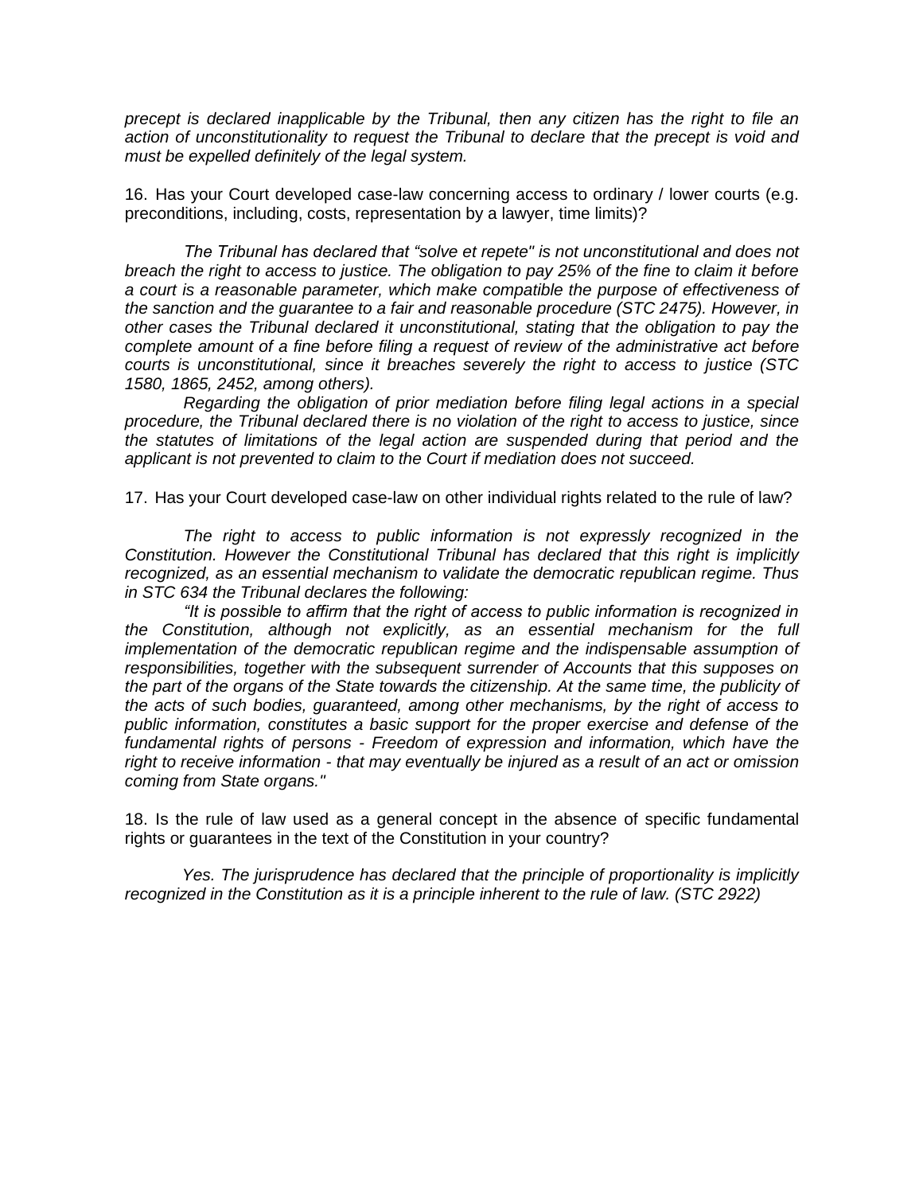*precept is declared inapplicable by the Tribunal, then any citizen has the right to file an action of unconstitutionality to request the Tribunal to declare that the precept is void and must be expelled definitely of the legal system.*

16. Has your Court developed case-law concerning access to ordinary / lower courts (e.g. preconditions, including, costs, representation by a lawyer, time limits)?

*The Tribunal has declared that "solve et repete" is not unconstitutional and does not breach the right to access to justice. The obligation to pay 25% of the fine to claim it before a court is a reasonable parameter, which make compatible the purpose of effectiveness of the sanction and the guarantee to a fair and reasonable procedure (STC 2475). However, in other cases the Tribunal declared it unconstitutional, stating that the obligation to pay the complete amount of a fine before filing a request of review of the administrative act before courts is unconstitutional, since it breaches severely the right to access to justice (STC 1580, 1865, 2452, among others).*

*Regarding the obligation of prior mediation before filing legal actions in a special procedure, the Tribunal declared there is no violation of the right to access to justice, since the statutes of limitations of the legal action are suspended during that period and the applicant is not prevented to claim to the Court if mediation does not succeed.*

17. Has your Court developed case-law on other individual rights related to the rule of law?

*The right to access to public information is not expressly recognized in the Constitution. However the Constitutional Tribunal has declared that this right is implicitly recognized, as an essential mechanism to validate the democratic republican regime. Thus in STC 634 the Tribunal declares the following:*

*"It is possible to affirm that the right of access to public information is recognized in the Constitution, although not explicitly, as an essential mechanism for the full implementation of the democratic republican regime and the indispensable assumption of responsibilities, together with the subsequent surrender of Accounts that this supposes on the part of the organs of the State towards the citizenship. At the same time, the publicity of the acts of such bodies, guaranteed, among other mechanisms, by the right of access to public information, constitutes a basic support for the proper exercise and defense of the fundamental rights of persons - Freedom of expression and information, which have the right to receive information - that may eventually be injured as a result of an act or omission coming from State organs."*

18. Is the rule of law used as a general concept in the absence of specific fundamental rights or guarantees in the text of the Constitution in your country?

*Yes. The jurisprudence has declared that the principle of proportionality is implicitly recognized in the Constitution as it is a principle inherent to the rule of law. (STC 2922)*